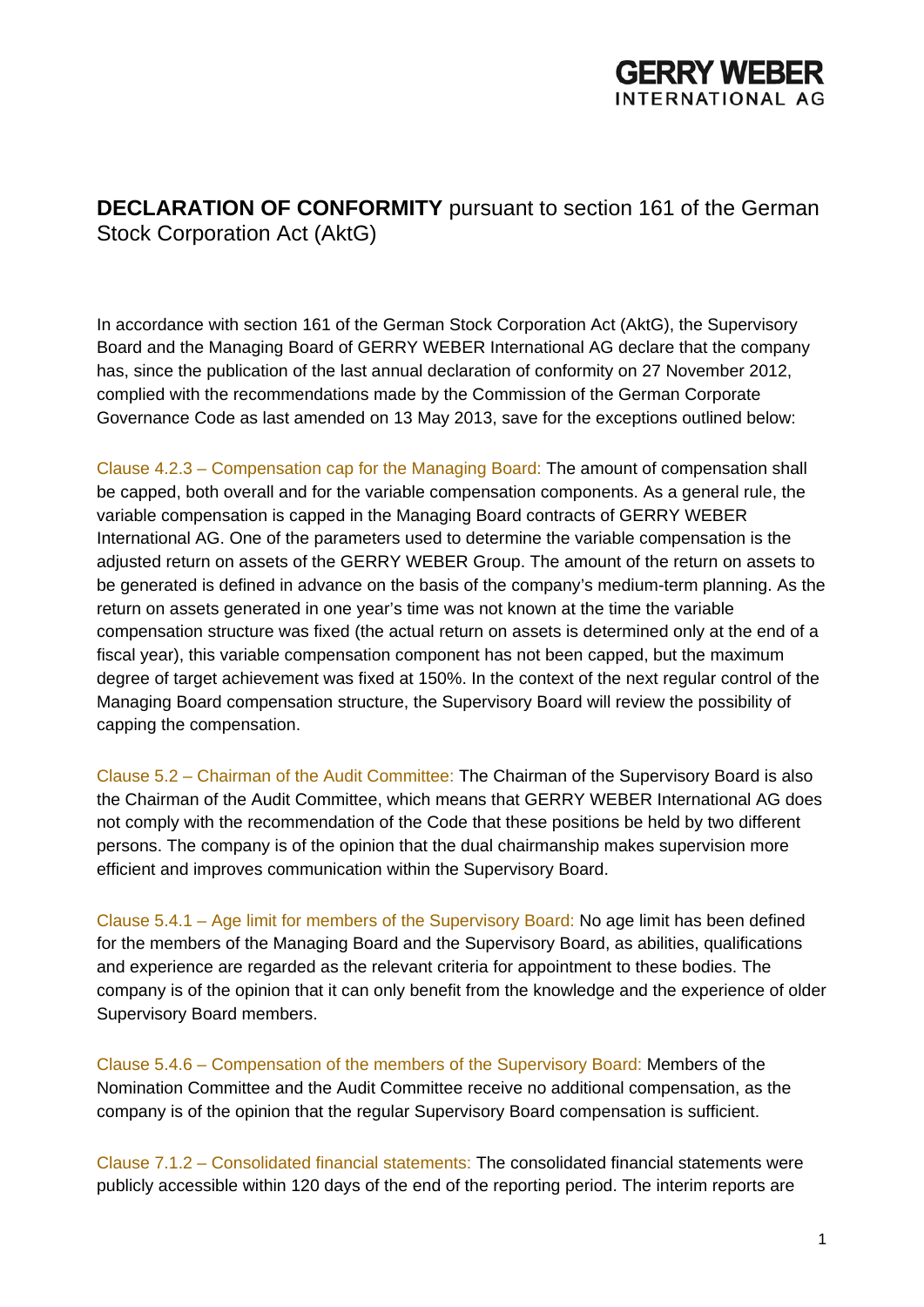## **DECLARATION OF CONFORMITY** pursuant to section 161 of the German Stock Corporation Act (AktG)

In accordance with section 161 of the German Stock Corporation Act (AktG), the Supervisory Board and the Managing Board of GERRY WEBER International AG declare that the company has, since the publication of the last annual declaration of conformity on 27 November 2012, complied with the recommendations made by the Commission of the German Corporate Governance Code as last amended on 13 May 2013, save for the exceptions outlined below:

Clause 4.2.3 – Compensation cap for the Managing Board: The amount of compensation shall be capped, both overall and for the variable compensation components. As a general rule, the variable compensation is capped in the Managing Board contracts of GERRY WEBER International AG. One of the parameters used to determine the variable compensation is the adjusted return on assets of the GERRY WEBER Group. The amount of the return on assets to be generated is defined in advance on the basis of the company's medium-term planning. As the return on assets generated in one year's time was not known at the time the variable compensation structure was fixed (the actual return on assets is determined only at the end of a fiscal year), this variable compensation component has not been capped, but the maximum degree of target achievement was fixed at 150%. In the context of the next regular control of the Managing Board compensation structure, the Supervisory Board will review the possibility of capping the compensation.

Clause 5.2 – Chairman of the Audit Committee: The Chairman of the Supervisory Board is also the Chairman of the Audit Committee, which means that GERRY WEBER International AG does not comply with the recommendation of the Code that these positions be held by two different persons. The company is of the opinion that the dual chairmanship makes supervision more efficient and improves communication within the Supervisory Board.

Clause 5.4.1 – Age limit for members of the Supervisory Board: No age limit has been defined for the members of the Managing Board and the Supervisory Board, as abilities, qualifications and experience are regarded as the relevant criteria for appointment to these bodies. The company is of the opinion that it can only benefit from the knowledge and the experience of older Supervisory Board members.

Clause 5.4.6 – Compensation of the members of the Supervisory Board: Members of the Nomination Committee and the Audit Committee receive no additional compensation, as the company is of the opinion that the regular Supervisory Board compensation is sufficient.

Clause 7.1.2 – Consolidated financial statements: The consolidated financial statements were publicly accessible within 120 days of the end of the reporting period. The interim reports are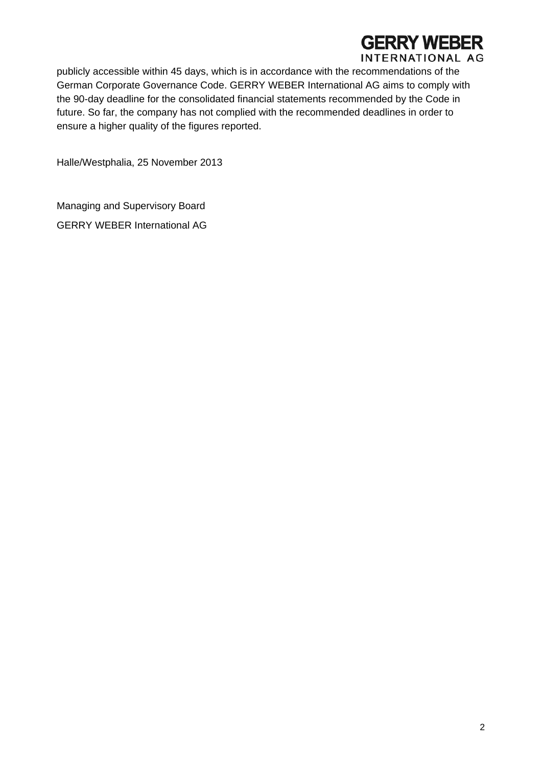publicly accessible within 45 days, which is in accordance with the recommendations of the German Corporate Governance Code. GERRY WEBER International AG aims to comply with the 90-day deadline for the consolidated financial statements recommended by the Code in future. So far, the company has not complied with the recommended deadlines in order to ensure a higher quality of the figures reported.

Halle/Westphalia, 25 November 2013

Managing and Supervisory Board

GERRY WEBER International AG